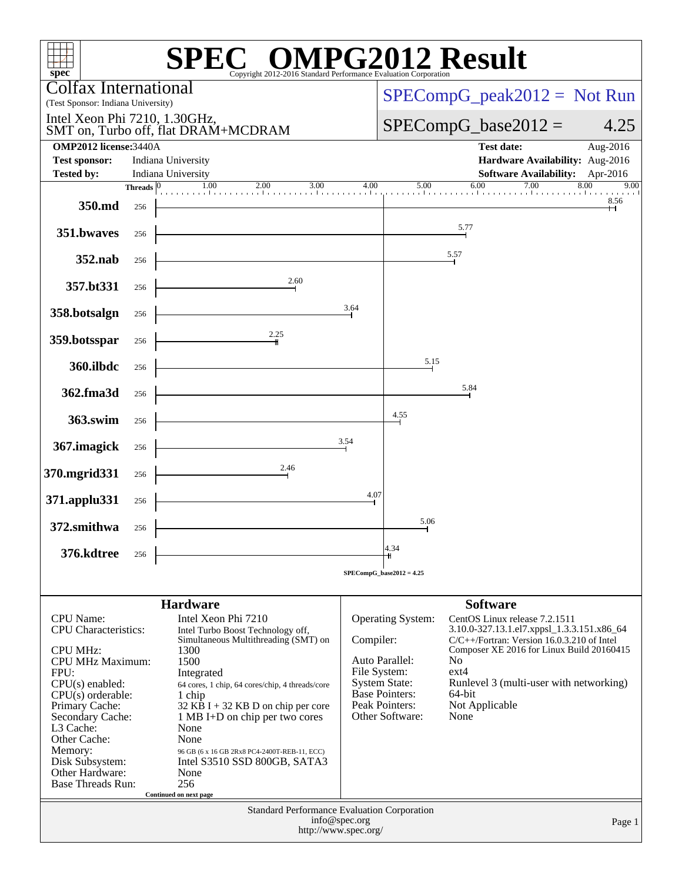# SPEC® OMPG2012 Result

Copyright 2012-2016 Standard Performance Evaluation Corporation

**Colfax International**
(Test Sponsor: Indiana University)

Intel Xeon Phi 7210, 1.30GHz,
SMT on, Turbo off, flat DRAM+MCDRAM

SPECompG_peak2012 = Not Run

SPECompG_base2012 = 4.25

| | | | |
|---|---|---|---|
| **OMP2012 license:** | 3440A | **Test date:** | Aug-2016 |
| **Test sponsor:** | Indiana University | **Hardware Availability:** | Aug-2016 |
| **Tested by:** | Indiana University | **Software Availability:** | Apr-2016 |

| Benchmark | Threads | Base Ratio |
|---|---|---|
| 350.md | 256 | 8.56 |
| 351.bwaves | 256 | 5.77 |
| 352.nab | 256 | 5.57 |
| 357.bt331 | 256 | 2.60 |
| 358.botsalgn | 256 | 3.64 |
| 359.botsspar | 256 | 2.25 |
| 360.ilbdc | 256 | 5.15 |
| 362.fma3d | 256 | 5.84 |
| 363.swim | 256 | 4.55 |
| 367.imagick | 256 | 3.54 |
| 370.mgrid331 | 256 | 2.46 |
| 371.applu331 | 256 | 4.07 |
| 372.smithwa | 256 | 5.06 |
| 376.kdtree | 256 | 4.34 |

SPECompG_base2012 = 4.25

## Hardware

| | |
|---|---|
| CPU Name: | Intel Xeon Phi 7210 |
| CPU Characteristics: | Intel Turbo Boost Technology off, Simultaneous Multithreading (SMT) on |
| CPU MHz: | 1300 |
| CPU MHz Maximum: | 1500 |
| FPU: | Integrated |
| CPU(s) enabled: | 64 cores, 1 chip, 64 cores/chip, 4 threads/core |
| CPU(s) orderable: | 1 chip |
| Primary Cache: | 32 KB I + 32 KB D on chip per core |
| Secondary Cache: | 1 MB I+D on chip per two cores |
| L3 Cache: | None |
| Other Cache: | None |
| Memory: | 96 GB (6 x 16 GB 2Rx8 PC4-2400T-REB-11, ECC) |
| Disk Subsystem: | Intel S3510 SSD 800GB, SATA3 |
| Other Hardware: | None |
| Base Threads Run: | 256 |

Continued on next page

## Software

| | |
|---|---|
| Operating System: | CentOS Linux release 7.2.1511 3.10.0-327.13.1.el7.xppsl_1.3.3.151.x86_64 |
| Compiler: | C/C++/Fortran: Version 16.0.3.210 of Intel Composer XE 2016 for Linux Build 20160415 |
| Auto Parallel: | No |
| File System: | ext4 |
| System State: | Runlevel 3 (multi-user with networking) |
| Base Pointers: | 64-bit |
| Peak Pointers: | Not Applicable |
| Other Software: | None |

Standard Performance Evaluation Corporation
info@spec.org
http://www.spec.org/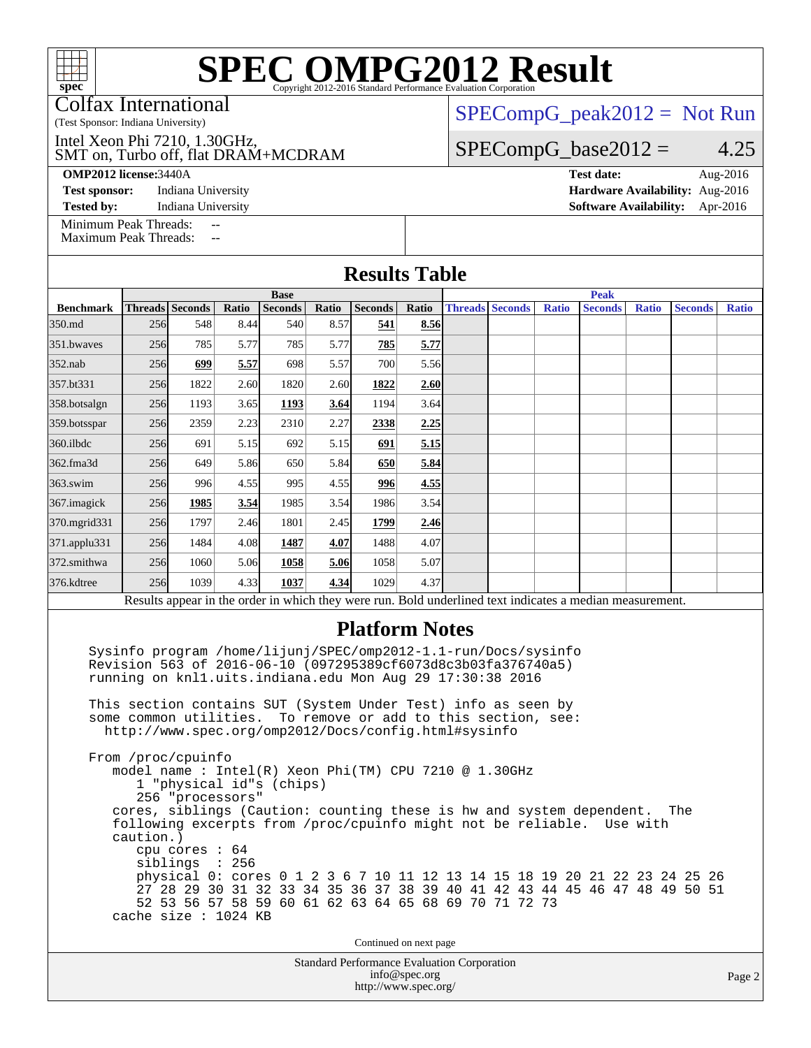# SPEC OMPG2012 Result

Copyright 2012-2016 Standard Performance Evaluation Corporation

Colfax International
(Test Sponsor: Indiana University)

Intel Xeon Phi 7210, 1.30GHz, SMT on, Turbo off, flat DRAM+MCDRAM

SPECompG_peak2012 = Not Run

SPECompG_base2012 = 4.25

**OMP2012 license:** 3440A
**Test sponsor:** Indiana University
**Tested by:** Indiana University
**Test date:** Aug-2016
**Hardware Availability:** Aug-2016
**Software Availability:** Apr-2016

Minimum Peak Threads: --
Maximum Peak Threads: --

## Results Table

| | Base | | | | | | | Peak | | | | | | |
|---|---|---|---|---|---|---|---|---|---|---|---|---|---|---|
| **Benchmark** | **Threads** | **Seconds** | **Ratio** | **Seconds** | **Ratio** | **Seconds** | **Ratio** | **Threads** | **Seconds** | **Ratio** | **Seconds** | **Ratio** | **Seconds** | **Ratio** |
| 350.md | 256 | 548 | 8.44 | 540 | 8.57 | **541** | **8.56** | | | | | | | |
| 351.bwaves | 256 | 785 | 5.77 | 785 | 5.77 | **785** | **5.77** | | | | | | | |
| 352.nab | 256 | **699** | **5.57** | 698 | 5.57 | 700 | 5.56 | | | | | | | |
| 357.bt331 | 256 | 1822 | 2.60 | 1820 | 2.60 | **1822** | **2.60** | | | | | | | |
| 358.botsalgn | 256 | 1193 | 3.65 | **1193** | **3.64** | 1194 | 3.64 | | | | | | | |
| 359.botsspar | 256 | 2359 | 2.23 | 2310 | 2.27 | **2338** | **2.25** | | | | | | | |
| 360.ilbdc | 256 | 691 | 5.15 | 692 | 5.15 | **691** | **5.15** | | | | | | | |
| 362.fma3d | 256 | 649 | 5.86 | 650 | 5.84 | **650** | **5.84** | | | | | | | |
| 363.swim | 256 | 996 | 4.55 | 995 | 4.55 | **996** | **4.55** | | | | | | | |
| 367.imagick | 256 | **1985** | **3.54** | 1985 | 3.54 | 1986 | 3.54 | | | | | | | |
| 370.mgrid331 | 256 | 1797 | 2.46 | 1801 | 2.45 | **1799** | **2.46** | | | | | | | |
| 371.applu331 | 256 | 1484 | 4.08 | **1487** | **4.07** | 1488 | 4.07 | | | | | | | |
| 372.smithwa | 256 | 1060 | 5.06 | **1058** | **5.06** | 1058 | 5.07 | | | | | | | |
| 376.kdtree | 256 | 1039 | 4.33 | **1037** | **4.34** | 1029 | 4.37 | | | | | | | |

Results appear in the order in which they were run. Bold underlined text indicates a median measurement.

## Platform Notes

```
Sysinfo program /home/lijunj/SPEC/omp2012-1.1-run/Docs/sysinfo
Revision 563 of 2016-06-10 (097295389cf6073d8c3b03fa376740a5)
running on knl1.uits.indiana.edu Mon Aug 29 17:30:38 2016

This section contains SUT (System Under Test) info as seen by
some common utilities.  To remove or add to this section, see:
  http://www.spec.org/omp2012/Docs/config.html#sysinfo

From /proc/cpuinfo
   model name : Intel(R) Xeon Phi(TM) CPU 7210 @ 1.30GHz
      1 "physical id"s (chips)
      256 "processors"
   cores, siblings (Caution: counting these is hw and system dependent.  The
   following excerpts from /proc/cpuinfo might not be reliable.  Use with
   caution.)
      cpu cores : 64
      siblings  : 256
      physical 0: cores 0 1 2 3 6 7 10 11 12 13 14 15 18 19 20 21 22 23 24 25 26
      27 28 29 30 31 32 33 34 35 36 37 38 39 40 41 42 43 44 45 46 47 48 49 50 51
      52 53 56 57 58 59 60 61 62 63 64 65 68 69 70 71 72 73
   cache size : 1024 KB
```

Continued on next page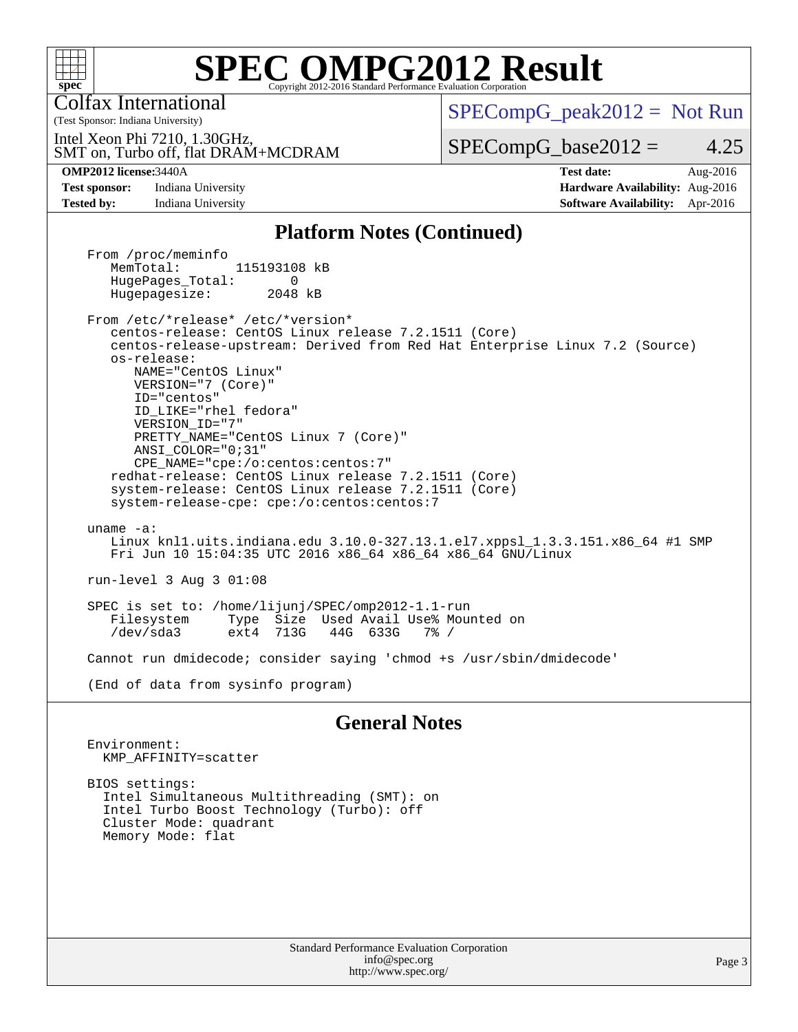# SPEC OMPG2012 Result

Colfax International
(Test Sponsor: Indiana University)

Intel Xeon Phi 7210, 1.30GHz,
SMT on, Turbo off, flat DRAM+MCDRAM

SPECompG_peak2012 = Not Run

SPECompG_base2012 = 4.25

**OMP2012 license:** 3440A
**Test sponsor:** Indiana University
**Tested by:** Indiana University

**Test date:** Aug-2016
**Hardware Availability:** Aug-2016
**Software Availability:** Apr-2016

## Platform Notes (Continued)

```
From /proc/meminfo
   MemTotal:       115193108 kB
   HugePages_Total:       0
   Hugepagesize:       2048 kB

From /etc/*release* /etc/*version*
   centos-release: CentOS Linux release 7.2.1511 (Core)
   centos-release-upstream: Derived from Red Hat Enterprise Linux 7.2 (Source)
   os-release:
      NAME="CentOS Linux"
      VERSION="7 (Core)"
      ID="centos"
      ID_LIKE="rhel fedora"
      VERSION_ID="7"
      PRETTY_NAME="CentOS Linux 7 (Core)"
      ANSI_COLOR="0;31"
      CPE_NAME="cpe:/o:centos:centos:7"
   redhat-release: CentOS Linux release 7.2.1511 (Core)
   system-release: CentOS Linux release 7.2.1511 (Core)
   system-release-cpe: cpe:/o:centos:centos:7

uname -a:
   Linux knl1.uits.indiana.edu 3.10.0-327.13.1.el7.xppsl_1.3.3.151.x86_64 #1 SMP
   Fri Jun 10 15:04:35 UTC 2016 x86_64 x86_64 x86_64 GNU/Linux

run-level 3 Aug 3 01:08

SPEC is set to: /home/lijunj/SPEC/omp2012-1.1-run
   Filesystem     Type  Size  Used Avail Use% Mounted on
   /dev/sda3      ext4  713G   44G  633G   7% /

Cannot run dmidecode; consider saying 'chmod +s /usr/sbin/dmidecode'

(End of data from sysinfo program)
```

## General Notes

```
Environment:
  KMP_AFFINITY=scatter

BIOS settings:
  Intel Simultaneous Multithreading (SMT): on
  Intel Turbo Boost Technology (Turbo): off
  Cluster Mode: quadrant
  Memory Mode: flat
```

Standard Performance Evaluation Corporation
info@spec.org
http://www.spec.org/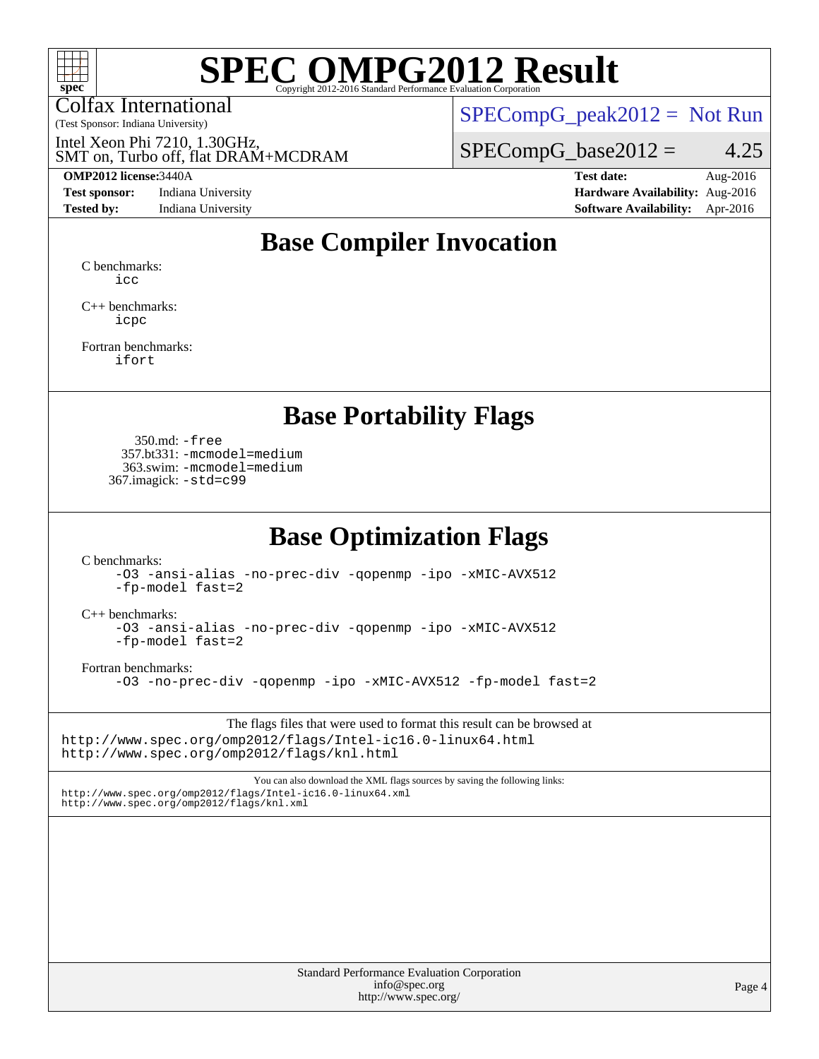# SPEC OMPG2012 Result

Copyright 2012-2016 Standard Performance Evaluation Corporation

Colfax International
(Test Sponsor: Indiana University)

Intel Xeon Phi 7210, 1.30GHz,
SMT on, Turbo off, flat DRAM+MCDRAM

SPECompG_peak2012 = Not Run

SPECompG_base2012 = 4.25

| | | | |
|---|---|---|---|
| **OMP2012 license:** | 3440A | **Test date:** | Aug-2016 |
| **Test sponsor:** | Indiana University | **Hardware Availability:** | Aug-2016 |
| **Tested by:** | Indiana University | **Software Availability:** | Apr-2016 |

## Base Compiler Invocation

C benchmarks:
icc

C++ benchmarks:
icpc

Fortran benchmarks:
ifort

## Base Portability Flags

350.md: -free
357.bt331: -mcmodel=medium
363.swim: -mcmodel=medium
367.imagick: -std=c99

## Base Optimization Flags

C benchmarks:
-O3 -ansi-alias -no-prec-div -qopenmp -ipo -xMIC-AVX512 -fp-model fast=2

C++ benchmarks:
-O3 -ansi-alias -no-prec-div -qopenmp -ipo -xMIC-AVX512 -fp-model fast=2

Fortran benchmarks:
-O3 -no-prec-div -qopenmp -ipo -xMIC-AVX512 -fp-model fast=2

The flags files that were used to format this result can be browsed at
http://www.spec.org/omp2012/flags/Intel-ic16.0-linux64.html
http://www.spec.org/omp2012/flags/knl.html

You can also download the XML flags sources by saving the following links:
http://www.spec.org/omp2012/flags/Intel-ic16.0-linux64.xml
http://www.spec.org/omp2012/flags/knl.xml

Standard Performance Evaluation Corporation
info@spec.org
http://www.spec.org/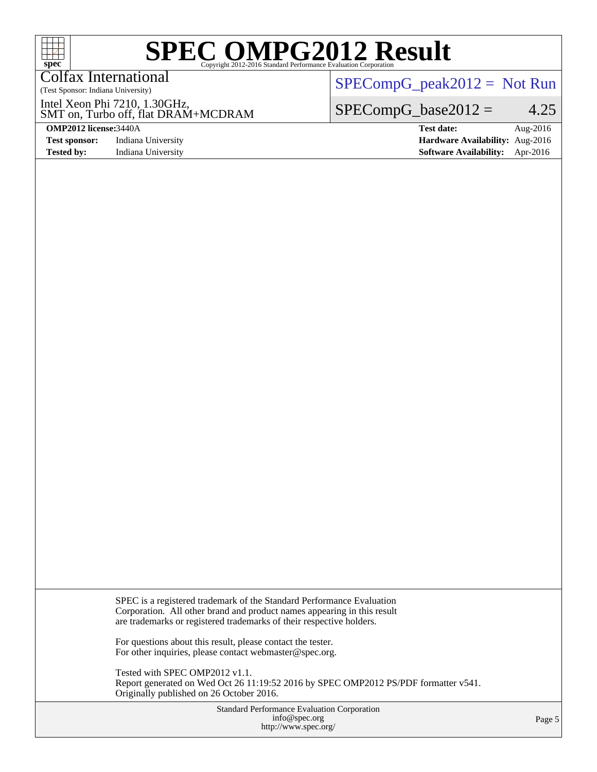SPEC is a registered trademark of the Standard Performance Evaluation Corporation. All other brand and product names appearing in this result are trademarks or registered trademarks of their respective holders.

For questions about this result, please contact the tester.
For other inquiries, please contact webmaster@spec.org.

Tested with SPEC OMP2012 v1.1.
Report generated on Wed Oct 26 11:19:52 2016 by SPEC OMP2012 PS/PDF formatter v541.
Originally published on 26 October 2016.